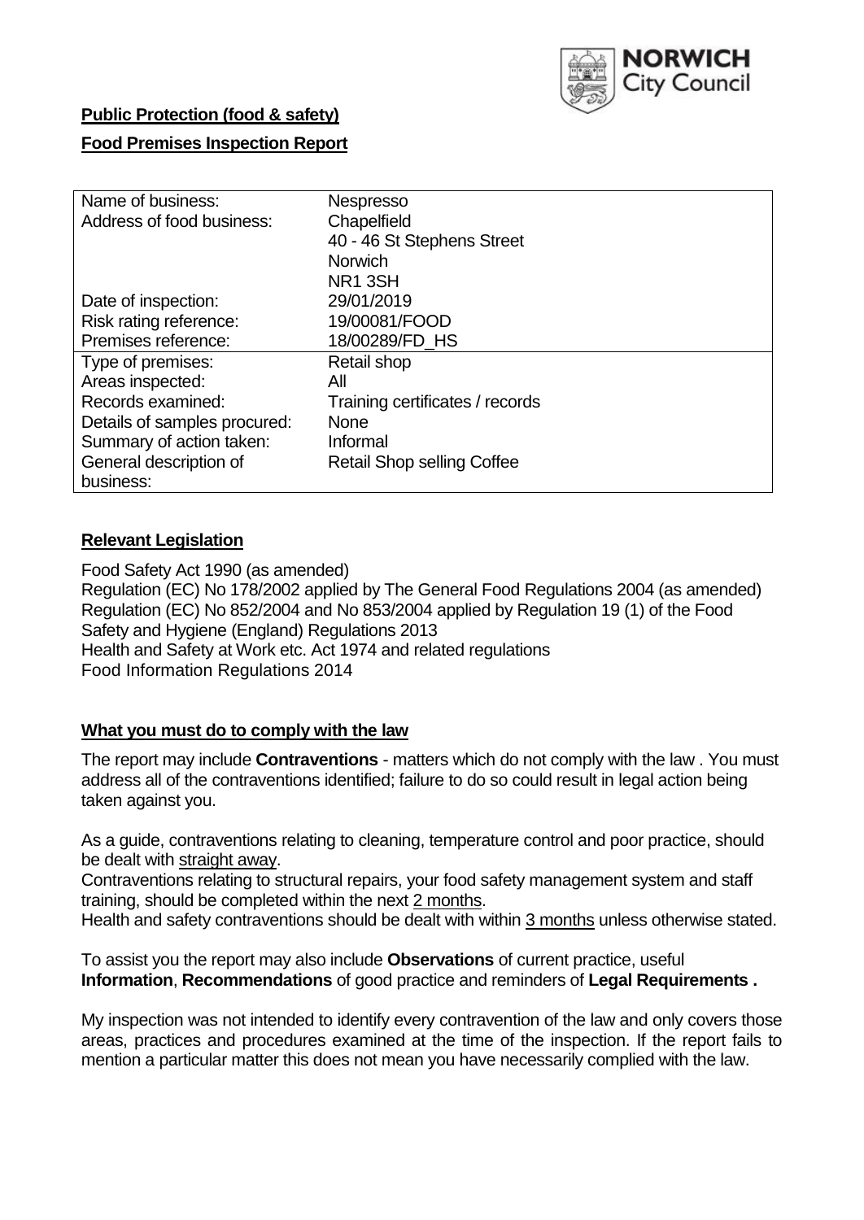**Public Protection (food & safety)**

**Food Premises Inspection Report**

| Name of business: | Nespresso |
|---|---|
| Address of food business: | Chapelfield<br>40 - 46 St Stephens Street<br>Norwich<br>NR1 3SH |
| Date of inspection: | 29/01/2019 |
| Risk rating reference: | 19/00081/FOOD |
| Premises reference: | 18/00289/FD_HS |
| Type of premises: | Retail shop |
| Areas inspected: | All |
| Records examined: | Training certificates / records |
| Details of samples procured: | None |
| Summary of action taken: | Informal |
| General description of business: | Retail Shop selling Coffee |

## Relevant Legislation

Food Safety Act 1990 (as amended)
Regulation (EC) No 178/2002 applied by The General Food Regulations 2004 (as amended)
Regulation (EC) No 852/2004 and No 853/2004 applied by Regulation 19 (1) of the Food Safety and Hygiene (England) Regulations 2013
Health and Safety at Work etc. Act 1974 and related regulations
Food Information Regulations 2014

## What you must do to comply with the law

The report may include **Contraventions** - matters which do not comply with the law . You must address all of the contraventions identified; failure to do so could result in legal action being taken against you.

As a guide, contraventions relating to cleaning, temperature control and poor practice, should be dealt with straight away.

Contraventions relating to structural repairs, your food safety management system and staff training, should be completed within the next 2 months.

Health and safety contraventions should be dealt with within 3 months unless otherwise stated.

To assist you the report may also include **Observations** of current practice, useful **Information**, **Recommendations** of good practice and reminders of **Legal Requirements .**

My inspection was not intended to identify every contravention of the law and only covers those areas, practices and procedures examined at the time of the inspection. If the report fails to mention a particular matter this does not mean you have necessarily complied with the law.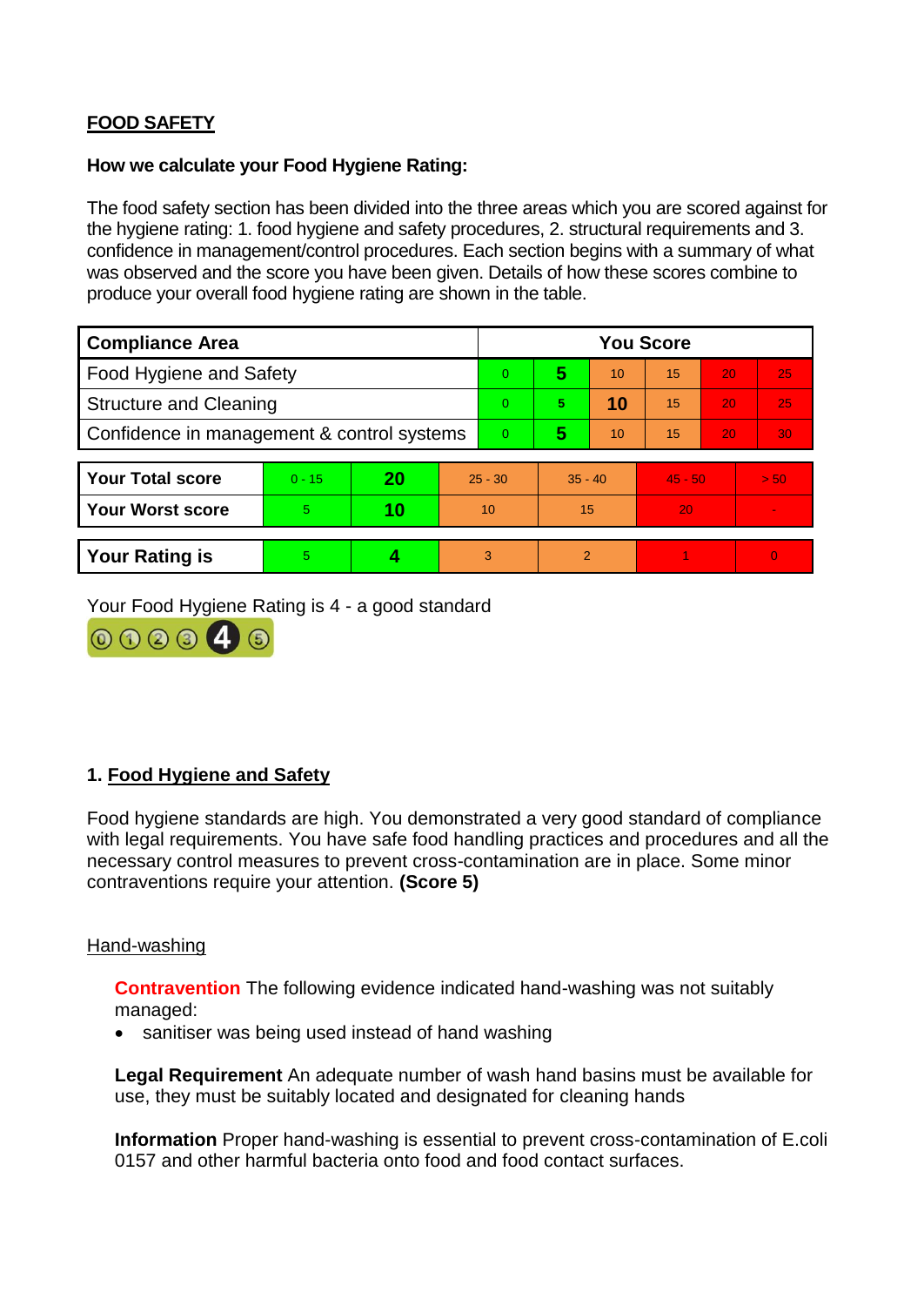## FOOD SAFETY

**How we calculate your Food Hygiene Rating:**

The food safety section has been divided into the three areas which you are scored against for the hygiene rating: 1. food hygiene and safety procedures, 2. structural requirements and 3. confidence in management/control procedures. Each section begins with a summary of what was observed and the score you have been given. Details of how these scores combine to produce your overall food hygiene rating are shown in the table.

| Compliance Area | You Score | | | | | |
|---|---|---|---|---|---|---|
| Food Hygiene and Safety | 0 | **5** | 10 | 15 | 20 | 25 |
| Structure and Cleaning | 0 | 5 | **10** | 15 | 20 | 25 |
| Confidence in management & control systems | 0 | **5** | 10 | 15 | 20 | 30 |

| | | | | | | |
|---|---|---|---|---|---|---|
| **Your Total score** | 0 - 15 | **20** | 25 - 30 | 35 - 40 | 45 - 50 | > 50 |
| **Your Worst score** | 5 | **10** | 10 | 15 | 20 | - |

| | | | | | | |
|---|---|---|---|---|---|---|
| **Your Rating is** | 5 | **4** | 3 | 2 | 1 | 0 |

Your Food Hygiene Rating is 4 - a good standard

### 1. Food Hygiene and Safety

Food hygiene standards are high. You demonstrated a very good standard of compliance with legal requirements. You have safe food handling practices and procedures and all the necessary control measures to prevent cross-contamination are in place. Some minor contraventions require your attention. **(Score 5)**

Hand-washing

**Contravention** The following evidence indicated hand-washing was not suitably managed:

- sanitiser was being used instead of hand washing

**Legal Requirement** An adequate number of wash hand basins must be available for use, they must be suitably located and designated for cleaning hands

**Information** Proper hand-washing is essential to prevent cross-contamination of E.coli 0157 and other harmful bacteria onto food and food contact surfaces.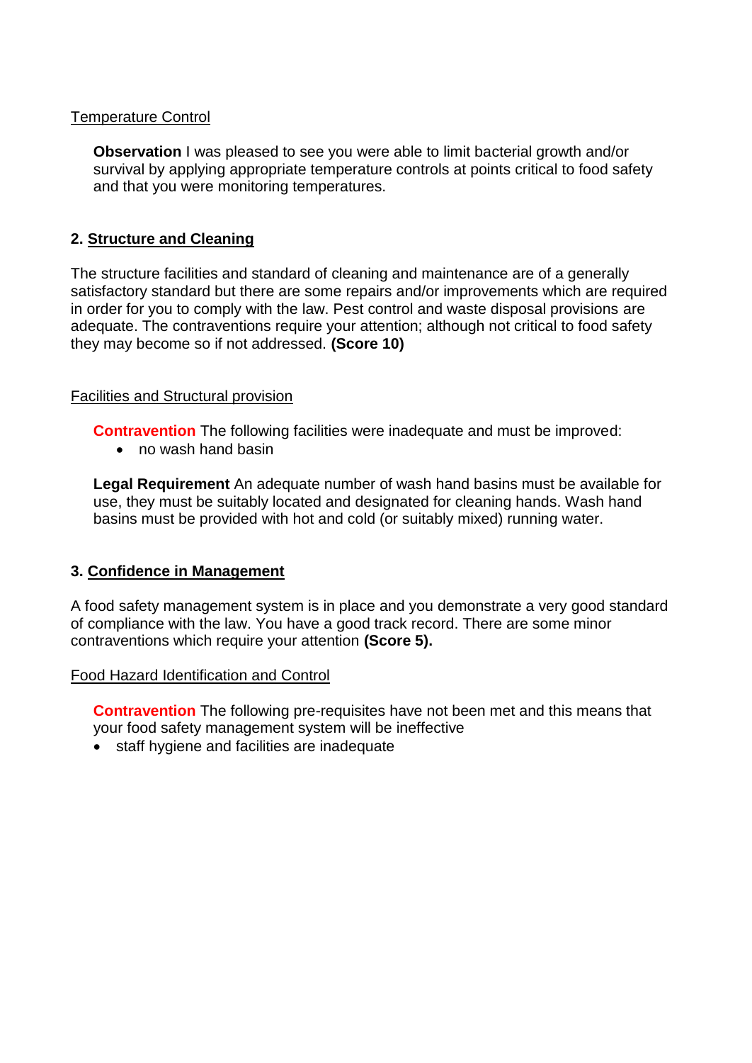Temperature Control

**Observation** I was pleased to see you were able to limit bacterial growth and/or survival by applying appropriate temperature controls at points critical to food safety and that you were monitoring temperatures.

## 2. Structure and Cleaning

The structure facilities and standard of cleaning and maintenance are of a generally satisfactory standard but there are some repairs and/or improvements which are required in order for you to comply with the law. Pest control and waste disposal provisions are adequate. The contraventions require your attention; although not critical to food safety they may become so if not addressed. **(Score 10)**

Facilities and Structural provision

**Contravention** The following facilities were inadequate and must be improved:

- no wash hand basin

**Legal Requirement** An adequate number of wash hand basins must be available for use, they must be suitably located and designated for cleaning hands. Wash hand basins must be provided with hot and cold (or suitably mixed) running water.

## 3. Confidence in Management

A food safety management system is in place and you demonstrate a very good standard of compliance with the law. You have a good track record. There are some minor contraventions which require your attention **(Score 5).**

Food Hazard Identification and Control

**Contravention** The following pre-requisites have not been met and this means that your food safety management system will be ineffective

- staff hygiene and facilities are inadequate